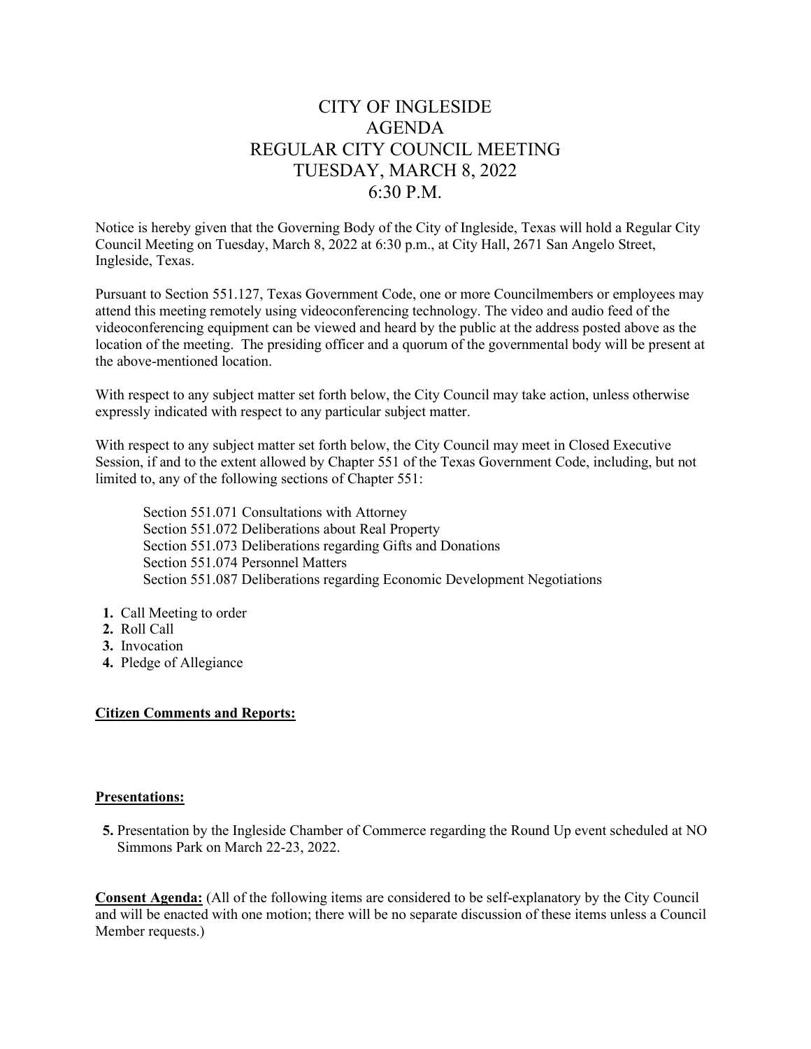# CITY OF INGLESIDE
# AGENDA
# REGULAR CITY COUNCIL MEETING
# TUESDAY, MARCH 8, 2022
# 6:30 P.M.

Notice is hereby given that the Governing Body of the City of Ingleside, Texas will hold a Regular City Council Meeting on Tuesday, March 8, 2022 at 6:30 p.m., at City Hall, 2671 San Angelo Street, Ingleside, Texas.

Pursuant to Section 551.127, Texas Government Code, one or more Councilmembers or employees may attend this meeting remotely using videoconferencing technology. The video and audio feed of the videoconferencing equipment can be viewed and heard by the public at the address posted above as the location of the meeting. The presiding officer and a quorum of the governmental body will be present at the above-mentioned location.

With respect to any subject matter set forth below, the City Council may take action, unless otherwise expressly indicated with respect to any particular subject matter.

With respect to any subject matter set forth below, the City Council may meet in Closed Executive Session, if and to the extent allowed by Chapter 551 of the Texas Government Code, including, but not limited to, any of the following sections of Chapter 551:

Section 551.071 Consultations with Attorney
Section 551.072 Deliberations about Real Property
Section 551.073 Deliberations regarding Gifts and Donations
Section 551.074 Personnel Matters
Section 551.087 Deliberations regarding Economic Development Negotiations

1. Call Meeting to order
2. Roll Call
3. Invocation
4. Pledge of Allegiance

**Citizen Comments and Reports:**

**Presentations:**

5. Presentation by the Ingleside Chamber of Commerce regarding the Round Up event scheduled at NO Simmons Park on March 22-23, 2022.

**Consent Agenda:** (All of the following items are considered to be self-explanatory by the City Council and will be enacted with one motion; there will be no separate discussion of these items unless a Council Member requests.)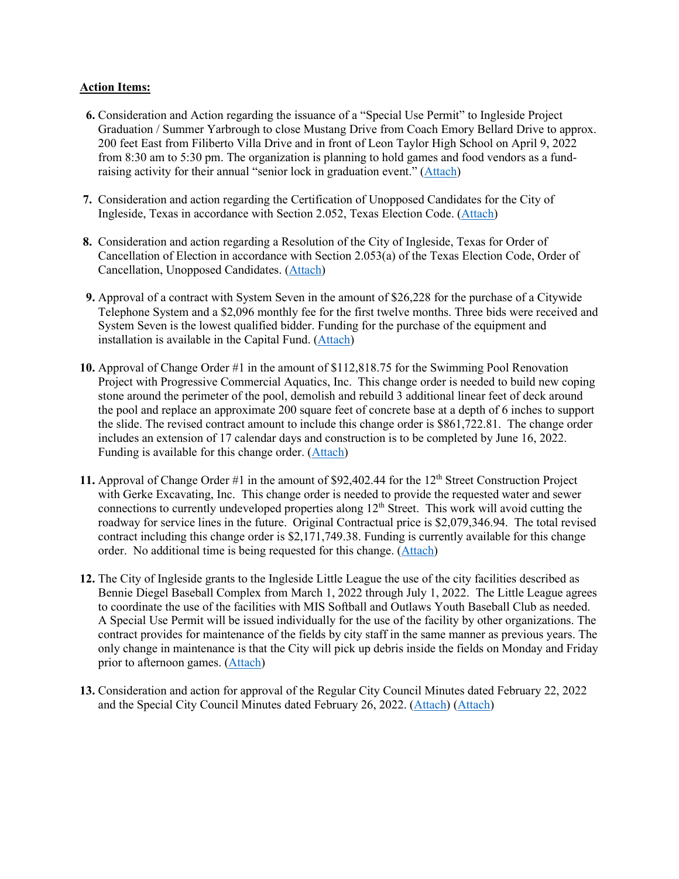**Action Items:**

6. Consideration and Action regarding the issuance of a "Special Use Permit" to Ingleside Project Graduation / Summer Yarbrough to close Mustang Drive from Coach Emory Bellard Drive to approx. 200 feet East from Filiberto Villa Drive and in front of Leon Taylor High School on April 9, 2022 from 8:30 am to 5:30 pm. The organization is planning to hold games and food vendors as a fund-raising activity for their annual "senior lock in graduation event." (Attach)

7. Consideration and action regarding the Certification of Unopposed Candidates for the City of Ingleside, Texas in accordance with Section 2.052, Texas Election Code. (Attach)

8. Consideration and action regarding a Resolution of the City of Ingleside, Texas for Order of Cancellation of Election in accordance with Section 2.053(a) of the Texas Election Code, Order of Cancellation, Unopposed Candidates. (Attach)

9. Approval of a contract with System Seven in the amount of $26,228 for the purchase of a Citywide Telephone System and a $2,096 monthly fee for the first twelve months. Three bids were received and System Seven is the lowest qualified bidder. Funding for the purchase of the equipment and installation is available in the Capital Fund. (Attach)

10. Approval of Change Order #1 in the amount of $112,818.75 for the Swimming Pool Renovation Project with Progressive Commercial Aquatics, Inc. This change order is needed to build new coping stone around the perimeter of the pool, demolish and rebuild 3 additional linear feet of deck around the pool and replace an approximate 200 square feet of concrete base at a depth of 6 inches to support the slide. The revised contract amount to include this change order is $861,722.81. The change order includes an extension of 17 calendar days and construction is to be completed by June 16, 2022. Funding is available for this change order. (Attach)

11. Approval of Change Order #1 in the amount of $92,402.44 for the 12th Street Construction Project with Gerke Excavating, Inc. This change order is needed to provide the requested water and sewer connections to currently undeveloped properties along 12th Street. This work will avoid cutting the roadway for service lines in the future. Original Contractual price is $2,079,346.94. The total revised contract including this change order is $2,171,749.38. Funding is currently available for this change order. No additional time is being requested for this change. (Attach)

12. The City of Ingleside grants to the Ingleside Little League the use of the city facilities described as Bennie Diegel Baseball Complex from March 1, 2022 through July 1, 2022. The Little League agrees to coordinate the use of the facilities with MIS Softball and Outlaws Youth Baseball Club as needed. A Special Use Permit will be issued individually for the use of the facility by other organizations. The contract provides for maintenance of the fields by city staff in the same manner as previous years. The only change in maintenance is that the City will pick up debris inside the fields on Monday and Friday prior to afternoon games. (Attach)

13. Consideration and action for approval of the Regular City Council Minutes dated February 22, 2022 and the Special City Council Minutes dated February 26, 2022. (Attach) (Attach)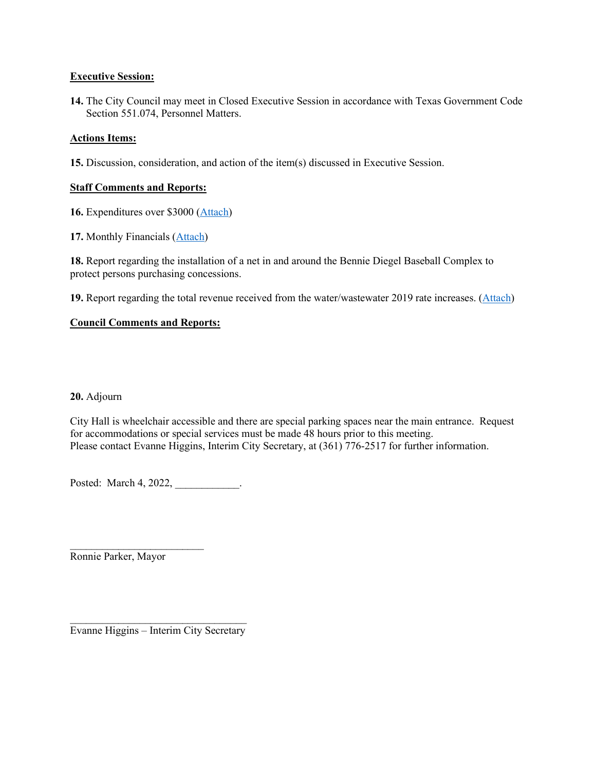**Executive Session:**

**14.** The City Council may meet in Closed Executive Session in accordance with Texas Government Code Section 551.074, Personnel Matters.

**Actions Items:**

**15.** Discussion, consideration, and action of the item(s) discussed in Executive Session.

**Staff Comments and Reports:**

**16.** Expenditures over $3000 (Attach)

**17.** Monthly Financials (Attach)

**18.** Report regarding the installation of a net in and around the Bennie Diegel Baseball Complex to protect persons purchasing concessions.

**19.** Report regarding the total revenue received from the water/wastewater 2019 rate increases. (Attach)

**Council Comments and Reports:**

**20.** Adjourn

City Hall is wheelchair accessible and there are special parking spaces near the main entrance. Request for accommodations or special services must be made 48 hours prior to this meeting.
Please contact Evanne Higgins, Interim City Secretary, at (361) 776-2517 for further information.

Posted: March 4, 2022, ____________.

_________________________
Ronnie Parker, Mayor

__________________________________
Evanne Higgins – Interim City Secretary